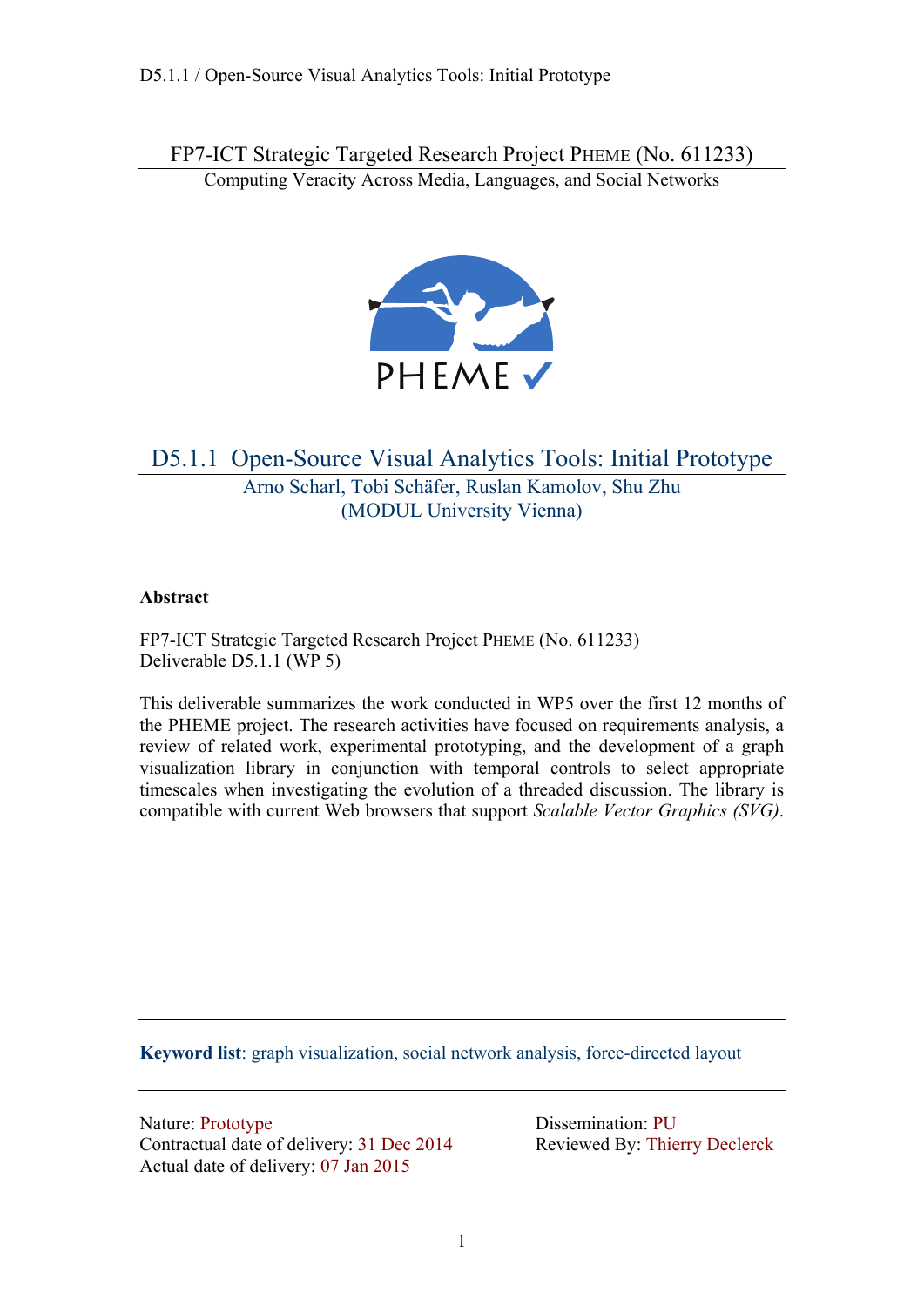FP7-ICT Strategic Targeted Research Project PHEME (No. 611233)

Computing Veracity Across Media, Languages, and Social Networks

# D5.1.1 Open-Source Visual Analytics Tools: Initial Prototype

Arno Scharl, Tobi Schäfer, Ruslan Kamolov, Shu Zhu
(MODUL University Vienna)

**Abstract**

FP7-ICT Strategic Targeted Research Project PHEME (No. 611233)
Deliverable D5.1.1 (WP 5)

This deliverable summarizes the work conducted in WP5 over the first 12 months of the PHEME project. The research activities have focused on requirements analysis, a review of related work, experimental prototyping, and the development of a graph visualization library in conjunction with temporal controls to select appropriate timescales when investigating the evolution of a threaded discussion. The library is compatible with current Web browsers that support *Scalable Vector Graphics (SVG)*.

**Keyword list**: graph visualization, social network analysis, force-directed layout

Nature: Prototype
Contractual date of delivery: 31 Dec 2014
Actual date of delivery: 07 Jan 2015

Dissemination: PU
Reviewed By: Thierry Declerck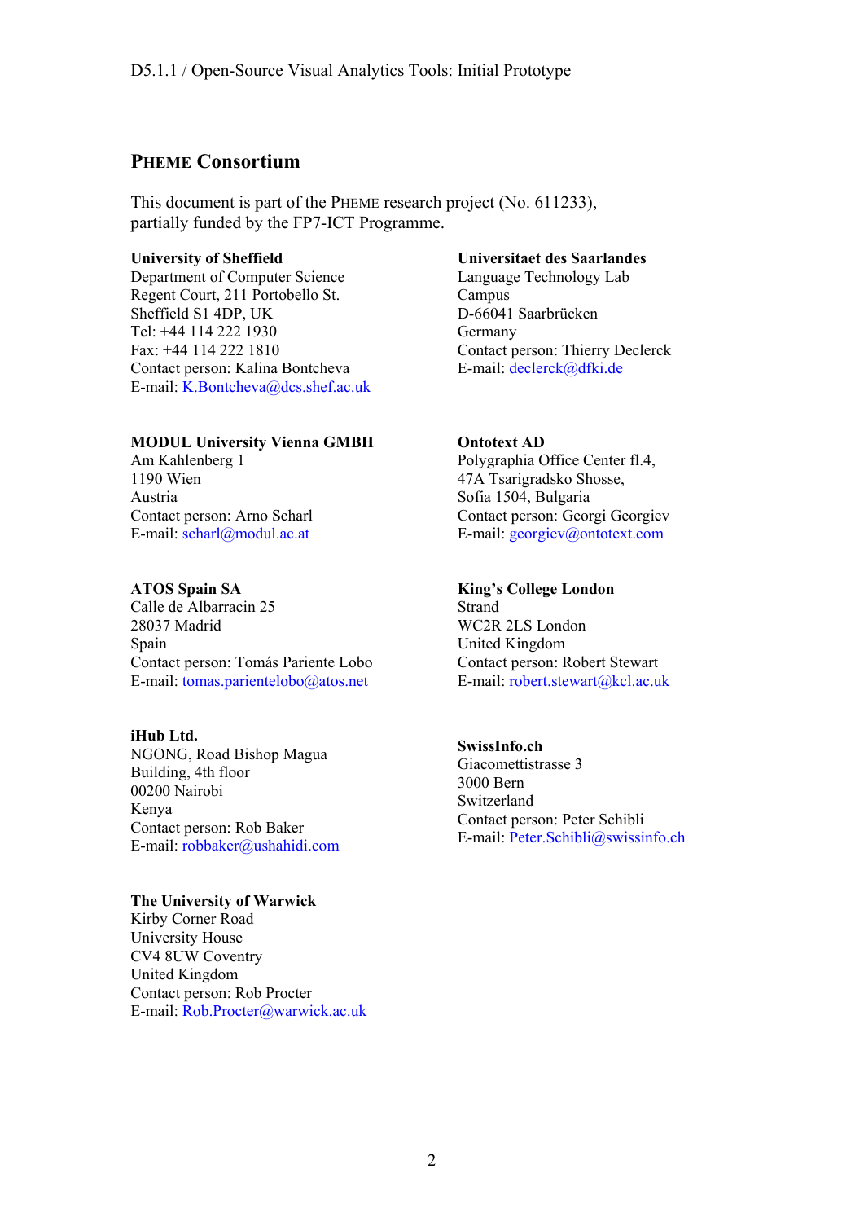## PHEME Consortium

This document is part of the PHEME research project (No. 611233), partially funded by the FP7-ICT Programme.

**University of Sheffield**
Department of Computer Science
Regent Court, 211 Portobello St.
Sheffield S1 4DP, UK
Tel: +44 114 222 1930
Fax: +44 114 222 1810
Contact person: Kalina Bontcheva
E-mail: K.Bontcheva@dcs.shef.ac.uk

**Universitaet des Saarlandes**
Language Technology Lab
Campus
D-66041 Saarbrücken
Germany
Contact person: Thierry Declerck
E-mail: declerck@dfki.de

**MODUL University Vienna GMBH**
Am Kahlenberg 1
1190 Wien
Austria
Contact person: Arno Scharl
E-mail: scharl@modul.ac.at

**Ontotext AD**
Polygraphia Office Center fl.4,
47A Tsarigradsko Shosse,
Sofia 1504, Bulgaria
Contact person: Georgi Georgiev
E-mail: georgiev@ontotext.com

**ATOS Spain SA**
Calle de Albarracin 25
28037 Madrid
Spain
Contact person: Tomás Pariente Lobo
E-mail: tomas.parientelobo@atos.net

**King's College London**
Strand
WC2R 2LS London
United Kingdom
Contact person: Robert Stewart
E-mail: robert.stewart@kcl.ac.uk

**iHub Ltd.**
NGONG, Road Bishop Magua
Building, 4th floor
00200 Nairobi
Kenya
Contact person: Rob Baker
E-mail: robbaker@ushahidi.com

**SwissInfo.ch**
Giacomettistrasse 3
3000 Bern
Switzerland
Contact person: Peter Schibli
E-mail: Peter.Schibli@swissinfo.ch

**The University of Warwick**
Kirby Corner Road
University House
CV4 8UW Coventry
United Kingdom
Contact person: Rob Procter
E-mail: Rob.Procter@warwick.ac.uk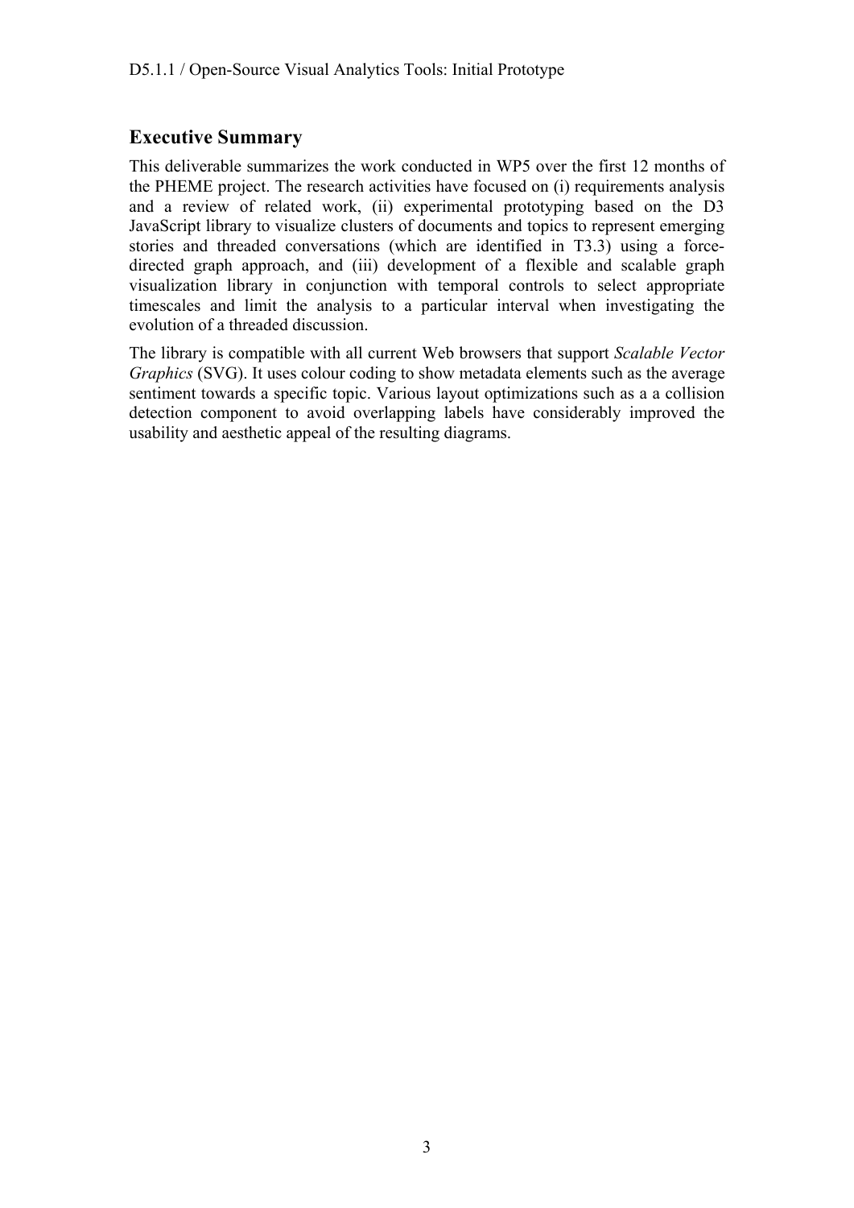## Executive Summary

This deliverable summarizes the work conducted in WP5 over the first 12 months of the PHEME project. The research activities have focused on (i) requirements analysis and a review of related work, (ii) experimental prototyping based on the D3 JavaScript library to visualize clusters of documents and topics to represent emerging stories and threaded conversations (which are identified in T3.3) using a force-directed graph approach, and (iii) development of a flexible and scalable graph visualization library in conjunction with temporal controls to select appropriate timescales and limit the analysis to a particular interval when investigating the evolution of a threaded discussion.

The library is compatible with all current Web browsers that support *Scalable Vector Graphics* (SVG). It uses colour coding to show metadata elements such as the average sentiment towards a specific topic. Various layout optimizations such as a a collision detection component to avoid overlapping labels have considerably improved the usability and aesthetic appeal of the resulting diagrams.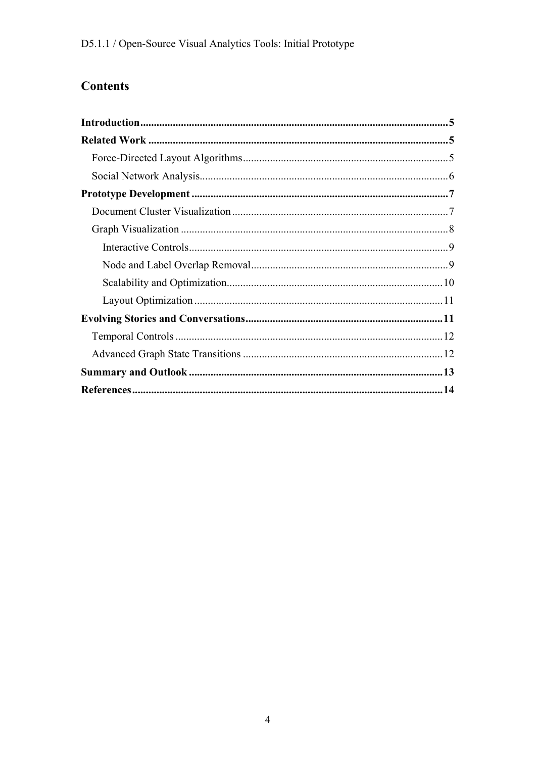# Contents

**Introduction** .......... **5**

**Related Work** .......... **5**

- Force-Directed Layout Algorithms .......... 5
- Social Network Analysis .......... 6

**Prototype Development** .......... **7**

- Document Cluster Visualization .......... 7
- Graph Visualization .......... 8
  - Interactive Controls .......... 9
  - Node and Label Overlap Removal .......... 9
  - Scalability and Optimization .......... 10
  - Layout Optimization .......... 11

**Evolving Stories and Conversations** .......... **11**

- Temporal Controls .......... 12
- Advanced Graph State Transitions .......... 12

**Summary and Outlook** .......... **13**

**References** .......... **14**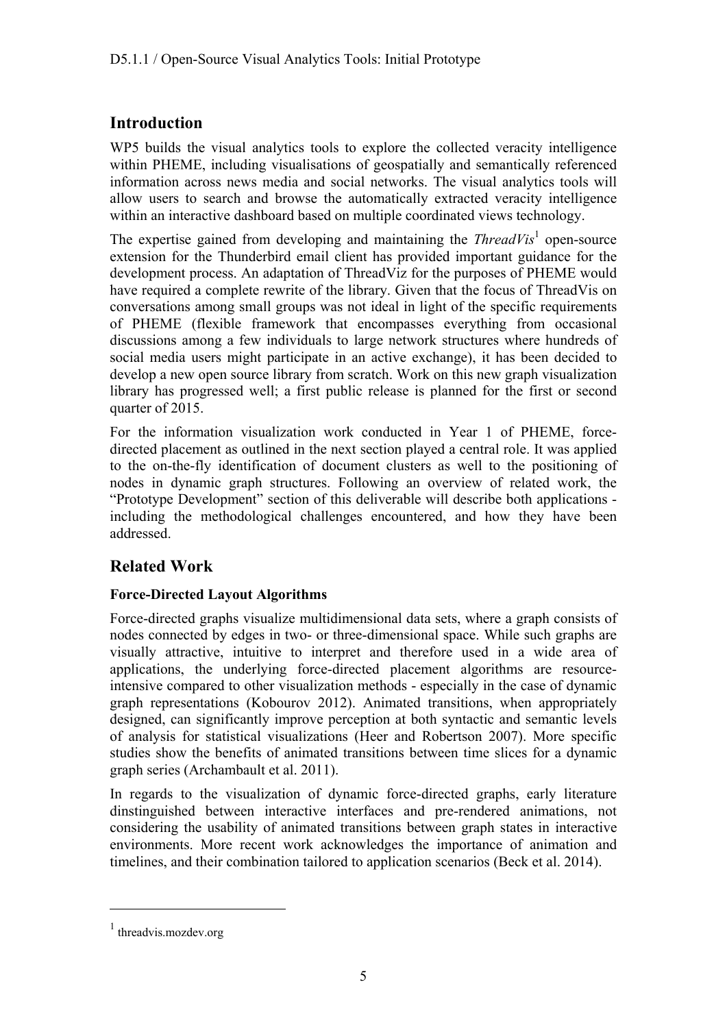## Introduction

WP5 builds the visual analytics tools to explore the collected veracity intelligence within PHEME, including visualisations of geospatially and semantically referenced information across news media and social networks. The visual analytics tools will allow users to search and browse the automatically extracted veracity intelligence within an interactive dashboard based on multiple coordinated views technology.

The expertise gained from developing and maintaining the *ThreadVis*[1] open-source extension for the Thunderbird email client has provided important guidance for the development process. An adaptation of ThreadViz for the purposes of PHEME would have required a complete rewrite of the library. Given that the focus of ThreadVis on conversations among small groups was not ideal in light of the specific requirements of PHEME (flexible framework that encompasses everything from occasional discussions among a few individuals to large network structures where hundreds of social media users might participate in an active exchange), it has been decided to develop a new open source library from scratch. Work on this new graph visualization library has progressed well; a first public release is planned for the first or second quarter of 2015.

For the information visualization work conducted in Year 1 of PHEME, force-directed placement as outlined in the next section played a central role. It was applied to the on-the-fly identification of document clusters as well to the positioning of nodes in dynamic graph structures. Following an overview of related work, the "Prototype Development" section of this deliverable will describe both applications - including the methodological challenges encountered, and how they have been addressed.

## Related Work

### Force-Directed Layout Algorithms

Force-directed graphs visualize multidimensional data sets, where a graph consists of nodes connected by edges in two- or three-dimensional space. While such graphs are visually attractive, intuitive to interpret and therefore used in a wide area of applications, the underlying force-directed placement algorithms are resource-intensive compared to other visualization methods - especially in the case of dynamic graph representations (Kobourov 2012). Animated transitions, when appropriately designed, can significantly improve perception at both syntactic and semantic levels of analysis for statistical visualizations (Heer and Robertson 2007). More specific studies show the benefits of animated transitions between time slices for a dynamic graph series (Archambault et al. 2011).

In regards to the visualization of dynamic force-directed graphs, early literature dinstinguished between interactive interfaces and pre-rendered animations, not considering the usability of animated transitions between graph states in interactive environments. More recent work acknowledges the importance of animation and timelines, and their combination tailored to application scenarios (Beck et al. 2014).

[1] threadvis.mozdev.org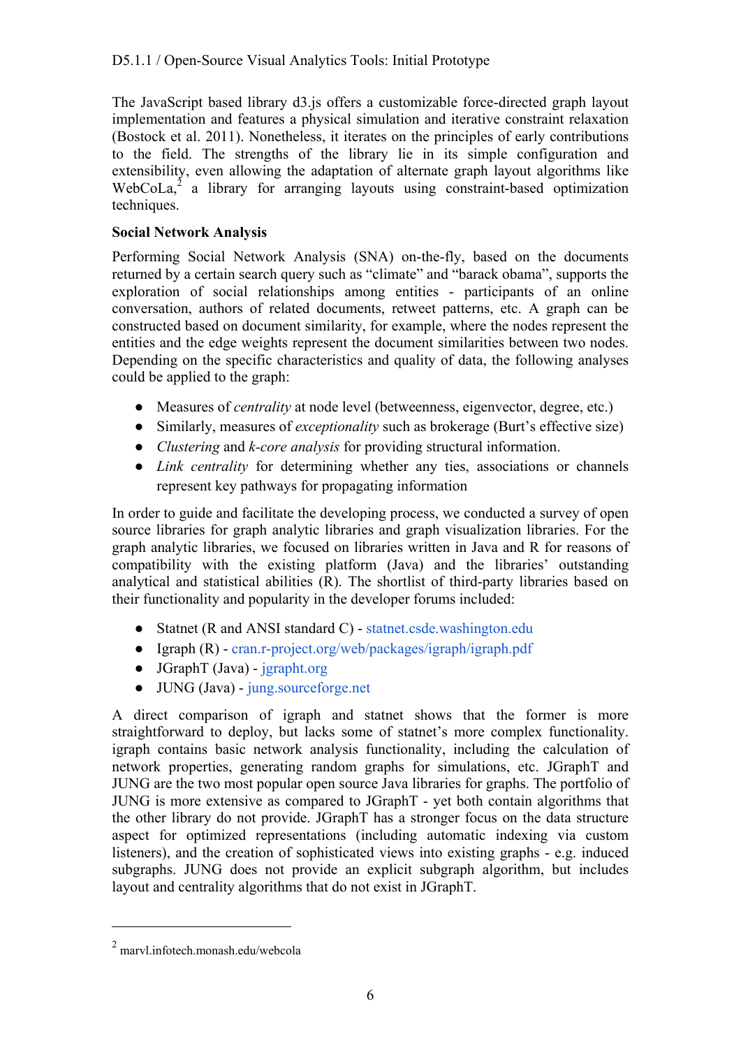The JavaScript based library d3.js offers a customizable force-directed graph layout implementation and features a physical simulation and iterative constraint relaxation (Bostock et al. 2011). Nonetheless, it iterates on the principles of early contributions to the field. The strengths of the library lie in its simple configuration and extensibility, even allowing the adaptation of alternate graph layout algorithms like WebCoLa,[2] a library for arranging layouts using constraint-based optimization techniques.

**Social Network Analysis**

Performing Social Network Analysis (SNA) on-the-fly, based on the documents returned by a certain search query such as "climate" and "barack obama", supports the exploration of social relationships among entities - participants of an online conversation, authors of related documents, retweet patterns, etc. A graph can be constructed based on document similarity, for example, where the nodes represent the entities and the edge weights represent the document similarities between two nodes. Depending on the specific characteristics and quality of data, the following analyses could be applied to the graph:

- Measures of *centrality* at node level (betweenness, eigenvector, degree, etc.)
- Similarly, measures of *exceptionality* such as brokerage (Burt's effective size)
- *Clustering* and *k-core analysis* for providing structural information.
- *Link centrality* for determining whether any ties, associations or channels represent key pathways for propagating information

In order to guide and facilitate the developing process, we conducted a survey of open source libraries for graph analytic libraries and graph visualization libraries. For the graph analytic libraries, we focused on libraries written in Java and R for reasons of compatibility with the existing platform (Java) and the libraries' outstanding analytical and statistical abilities (R). The shortlist of third-party libraries based on their functionality and popularity in the developer forums included:

- Statnet (R and ANSI standard C) - statnet.csde.washington.edu
- Igraph (R) - cran.r-project.org/web/packages/igraph/igraph.pdf
- JGraphT (Java) - jgrapht.org
- JUNG (Java) - jung.sourceforge.net

A direct comparison of igraph and statnet shows that the former is more straightforward to deploy, but lacks some of statnet's more complex functionality. igraph contains basic network analysis functionality, including the calculation of network properties, generating random graphs for simulations, etc. JGraphT and JUNG are the two most popular open source Java libraries for graphs. The portfolio of JUNG is more extensive as compared to JGraphT - yet both contain algorithms that the other library do not provide. JGraphT has a stronger focus on the data structure aspect for optimized representations (including automatic indexing via custom listeners), and the creation of sophisticated views into existing graphs - e.g. induced subgraphs. JUNG does not provide an explicit subgraph algorithm, but includes layout and centrality algorithms that do not exist in JGraphT.

---

[2] marvl.infotech.monash.edu/webcola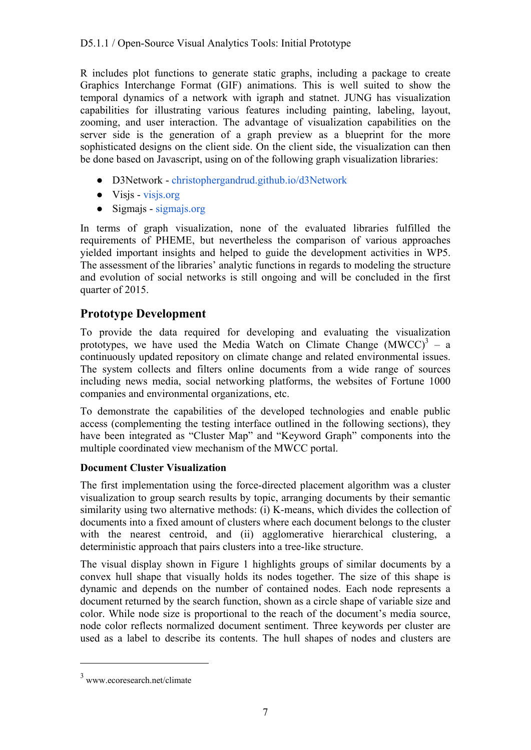R includes plot functions to generate static graphs, including a package to create Graphics Interchange Format (GIF) animations. This is well suited to show the temporal dynamics of a network with igraph and statnet. JUNG has visualization capabilities for illustrating various features including painting, labeling, layout, zooming, and user interaction. The advantage of visualization capabilities on the server side is the generation of a graph preview as a blueprint for the more sophisticated designs on the client side. On the client side, the visualization can then be done based on Javascript, using on of the following graph visualization libraries:

- D3Network - christophergandrud.github.io/d3Network
- Visjs - visjs.org
- Sigmajs - sigmajs.org

In terms of graph visualization, none of the evaluated libraries fulfilled the requirements of PHEME, but nevertheless the comparison of various approaches yielded important insights and helped to guide the development activities in WP5. The assessment of the libraries' analytic functions in regards to modeling the structure and evolution of social networks is still ongoing and will be concluded in the first quarter of 2015.

## Prototype Development

To provide the data required for developing and evaluating the visualization prototypes, we have used the Media Watch on Climate Change (MWCC)[3] – a continuously updated repository on climate change and related environmental issues. The system collects and filters online documents from a wide range of sources including news media, social networking platforms, the websites of Fortune 1000 companies and environmental organizations, etc.

To demonstrate the capabilities of the developed technologies and enable public access (complementing the testing interface outlined in the following sections), they have been integrated as "Cluster Map" and "Keyword Graph" components into the multiple coordinated view mechanism of the MWCC portal.

### Document Cluster Visualization

The first implementation using the force-directed placement algorithm was a cluster visualization to group search results by topic, arranging documents by their semantic similarity using two alternative methods: (i) K-means, which divides the collection of documents into a fixed amount of clusters where each document belongs to the cluster with the nearest centroid, and (ii) agglomerative hierarchical clustering, a deterministic approach that pairs clusters into a tree-like structure.

The visual display shown in Figure 1 highlights groups of similar documents by a convex hull shape that visually holds its nodes together. The size of this shape is dynamic and depends on the number of contained nodes. Each node represents a document returned by the search function, shown as a circle shape of variable size and color. While node size is proportional to the reach of the document's media source, node color reflects normalized document sentiment. Three keywords per cluster are used as a label to describe its contents. The hull shapes of nodes and clusters are

---

[3] www.ecoresearch.net/climate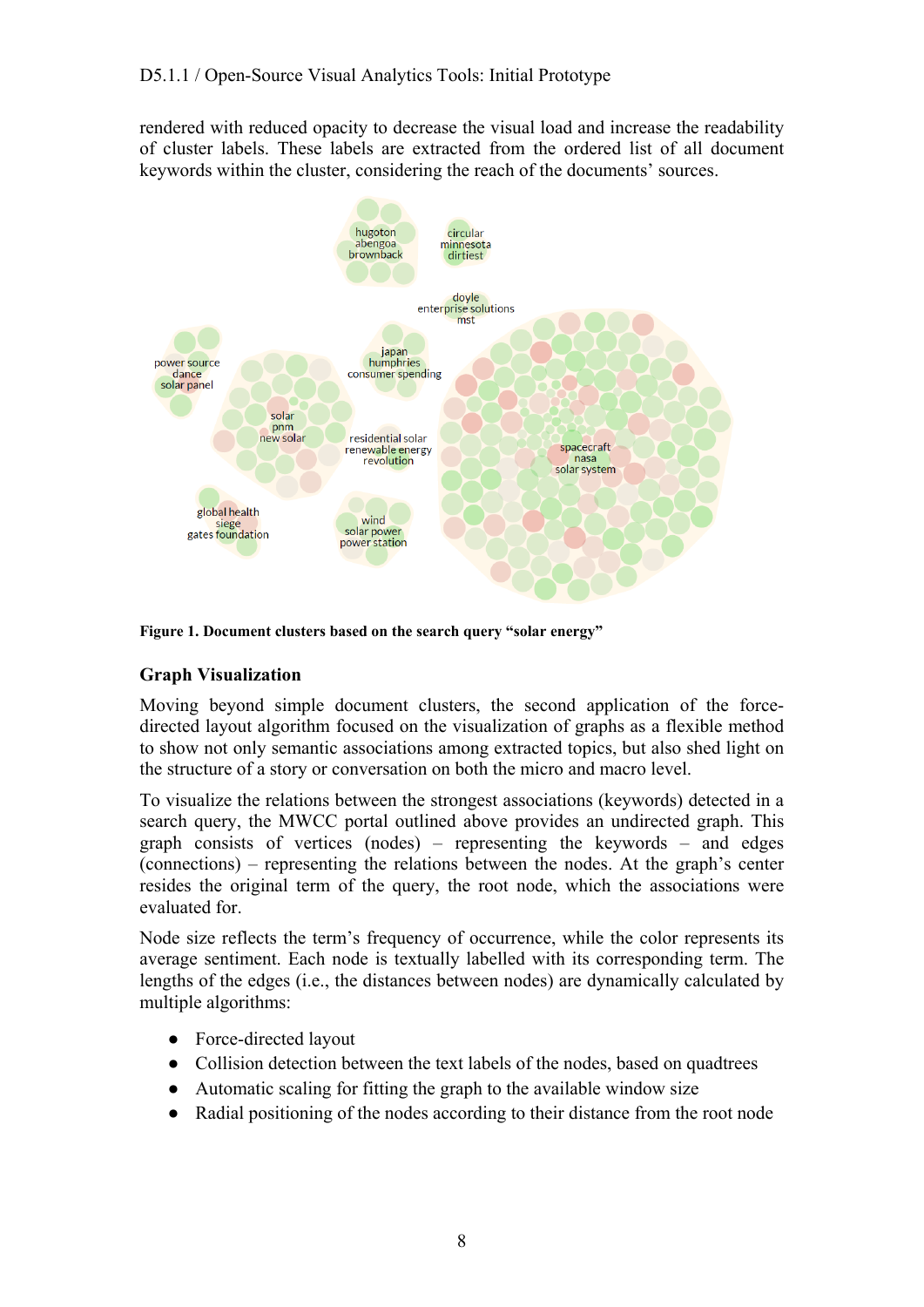rendered with reduced opacity to decrease the visual load and increase the readability of cluster labels. These labels are extracted from the ordered list of all document keywords within the cluster, considering the reach of the documents' sources.

**Figure 1. Document clusters based on the search query "solar energy"**

## Graph Visualization

Moving beyond simple document clusters, the second application of the force-directed layout algorithm focused on the visualization of graphs as a flexible method to show not only semantic associations among extracted topics, but also shed light on the structure of a story or conversation on both the micro and macro level.

To visualize the relations between the strongest associations (keywords) detected in a search query, the MWCC portal outlined above provides an undirected graph. This graph consists of vertices (nodes) – representing the keywords – and edges (connections) – representing the relations between the nodes. At the graph's center resides the original term of the query, the root node, which the associations were evaluated for.

Node size reflects the term's frequency of occurrence, while the color represents its average sentiment. Each node is textually labelled with its corresponding term. The lengths of the edges (i.e., the distances between nodes) are dynamically calculated by multiple algorithms:

- Force-directed layout
- Collision detection between the text labels of the nodes, based on quadtrees
- Automatic scaling for fitting the graph to the available window size
- Radial positioning of the nodes according to their distance from the root node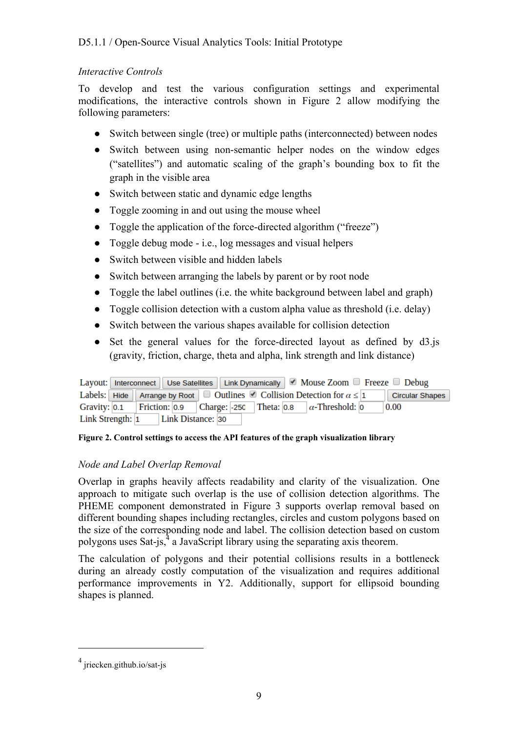*Interactive Controls*

To develop and test the various configuration settings and experimental modifications, the interactive controls shown in Figure 2 allow modifying the following parameters:

- Switch between single (tree) or multiple paths (interconnected) between nodes
- Switch between using non-semantic helper nodes on the window edges ("satellites") and automatic scaling of the graph's bounding box to fit the graph in the visible area
- Switch between static and dynamic edge lengths
- Toggle zooming in and out using the mouse wheel
- Toggle the application of the force-directed algorithm ("freeze")
- Toggle debug mode - i.e., log messages and visual helpers
- Switch between visible and hidden labels
- Switch between arranging the labels by parent or by root node
- Toggle the label outlines (i.e. the white background between label and graph)
- Toggle collision detection with a custom alpha value as threshold (i.e. delay)
- Switch between the various shapes available for collision detection
- Set the general values for the force-directed layout as defined by d3.js (gravity, friction, charge, theta and alpha, link strength and link distance)

Layout: Interconnect | Use Satellites | Link Dynamically | ☑ Mouse Zoom | ☐ Freeze | ☐ Debug
Labels: Hide | Arrange by Root | ☐ Outlines | ☑ Collision Detection for $\alpha \leq$ 1 | Circular Shapes
Gravity: 0.1 | Friction: 0.9 | Charge: -250 | Theta: 0.8 | $\alpha$-Threshold: 0 | 0.00
Link Strength: 1 | Link Distance: 30

**Figure 2. Control settings to access the API features of the graph visualization library**

*Node and Label Overlap Removal*

Overlap in graphs heavily affects readability and clarity of the visualization. One approach to mitigate such overlap is the use of collision detection algorithms. The PHEME component demonstrated in Figure 3 supports overlap removal based on different bounding shapes including rectangles, circles and custom polygons based on the size of the corresponding node and label. The collision detection based on custom polygons uses Sat-js,[4] a JavaScript library using the separating axis theorem.

The calculation of polygons and their potential collisions results in a bottleneck during an already costly computation of the visualization and requires additional performance improvements in Y2. Additionally, support for ellipsoid bounding shapes is planned.

---

[4] jriecken.github.io/sat-js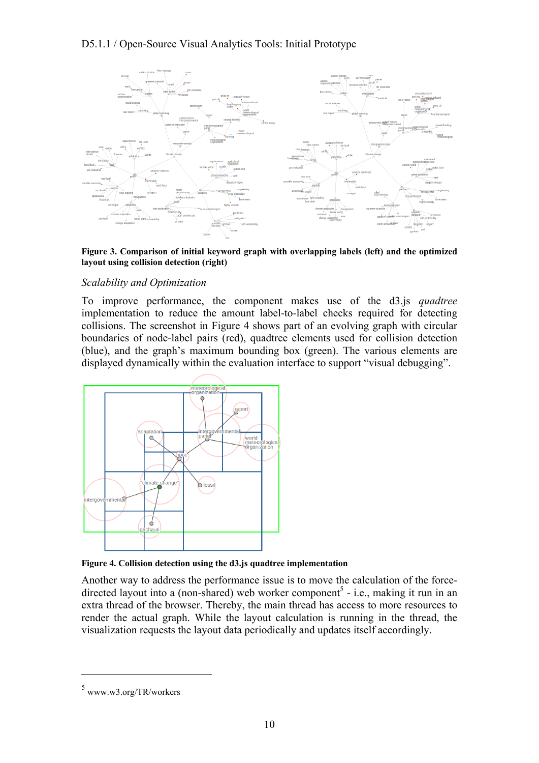**Figure 3. Comparison of initial keyword graph with overlapping labels (left) and the optimized layout using collision detection (right)**

*Scalability and Optimization*

To improve performance, the component makes use of the d3.js *quadtree* implementation to reduce the amount label-to-label checks required for detecting collisions. The screenshot in Figure 4 shows part of an evolving graph with circular boundaries of node-label pairs (red), quadtree elements used for collision detection (blue), and the graph's maximum bounding box (green). The various elements are displayed dynamically within the evaluation interface to support "visual debugging".

**Figure 4. Collision detection using the d3.js quadtree implementation**

Another way to address the performance issue is to move the calculation of the force-directed layout into a (non-shared) web worker component[5] - i.e., making it run in an extra thread of the browser. Thereby, the main thread has access to more resources to render the actual graph. While the layout calculation is running in the thread, the visualization requests the layout data periodically and updates itself accordingly.

[5] www.w3.org/TR/workers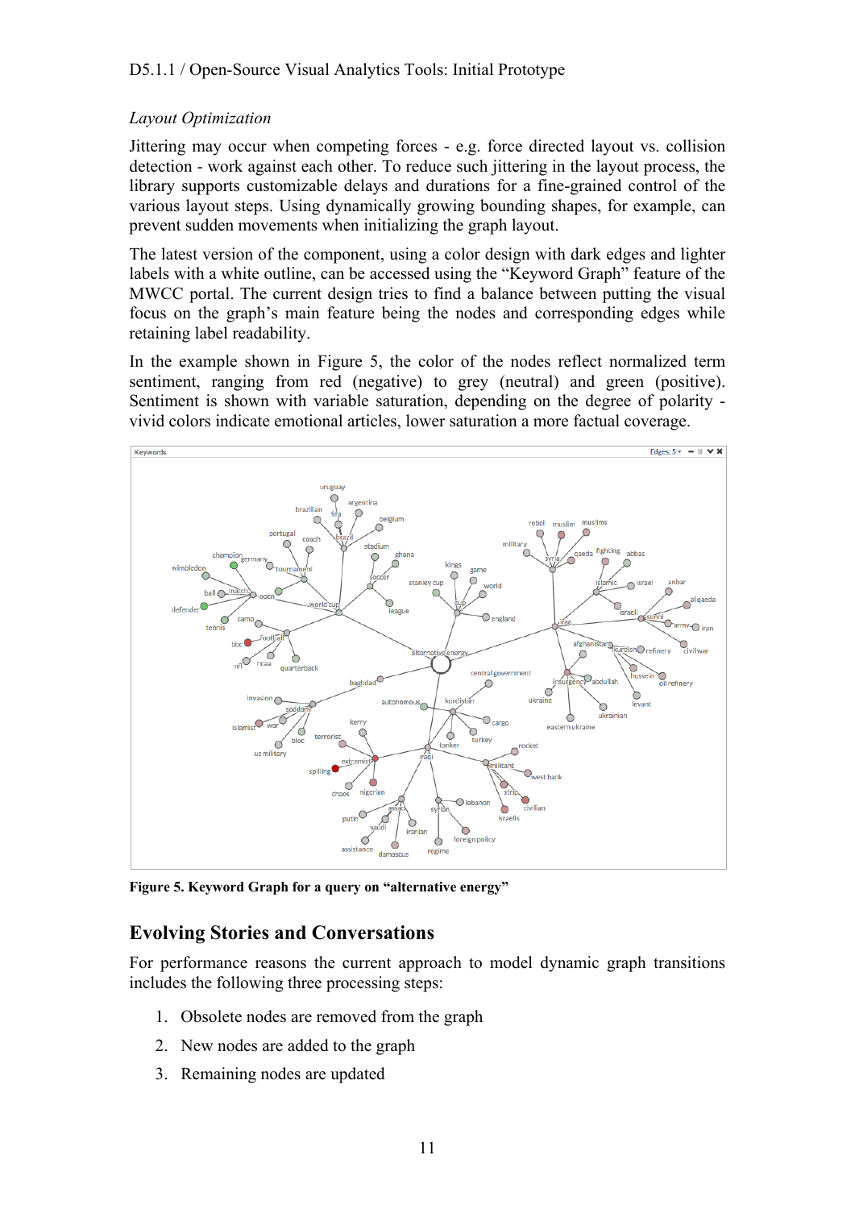*Layout Optimization*

Jittering may occur when competing forces - e.g. force directed layout vs. collision detection - work against each other. To reduce such jittering in the layout process, the library supports customizable delays and durations for a fine-grained control of the various layout steps. Using dynamically growing bounding shapes, for example, can prevent sudden movements when initializing the graph layout.

The latest version of the component, using a color design with dark edges and lighter labels with a white outline, can be accessed using the "Keyword Graph" feature of the MWCC portal. The current design tries to find a balance between putting the visual focus on the graph's main feature being the nodes and corresponding edges while retaining label readability.

In the example shown in Figure 5, the color of the nodes reflect normalized term sentiment, ranging from red (negative) to grey (neutral) and green (positive). Sentiment is shown with variable saturation, depending on the degree of polarity - vivid colors indicate emotional articles, lower saturation a more factual coverage.

**Figure 5. Keyword Graph for a query on "alternative energy"**

## Evolving Stories and Conversations

For performance reasons the current approach to model dynamic graph transitions includes the following three processing steps:

1. Obsolete nodes are removed from the graph
2. New nodes are added to the graph
3. Remaining nodes are updated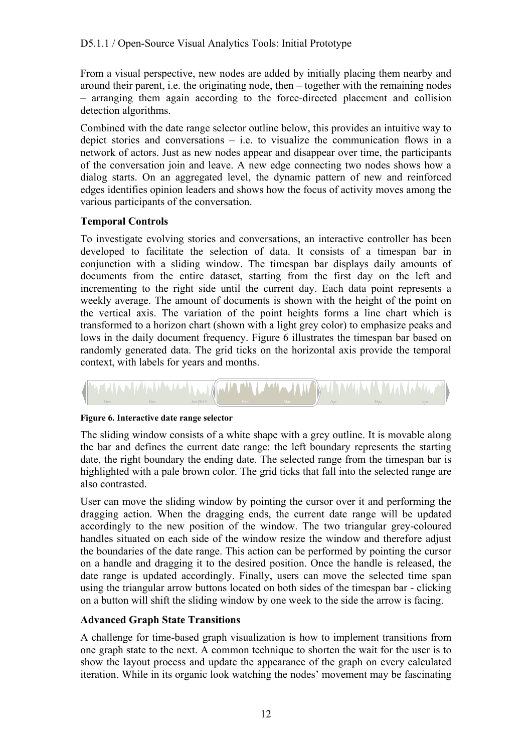From a visual perspective, new nodes are added by initially placing them nearby and around their parent, i.e. the originating node, then – together with the remaining nodes – arranging them again according to the force-directed placement and collision detection algorithms.

Combined with the date range selector outline below, this provides an intuitive way to depict stories and conversations – i.e. to visualize the communication flows in a network of actors. Just as new nodes appear and disappear over time, the participants of the conversation join and leave. A new edge connecting two nodes shows how a dialog starts. On an aggregated level, the dynamic pattern of new and reinforced edges identifies opinion leaders and shows how the focus of activity moves among the various participants of the conversation.

**Temporal Controls**

To investigate evolving stories and conversations, an interactive controller has been developed to facilitate the selection of data. It consists of a timespan bar in conjunction with a sliding window. The timespan bar displays daily amounts of documents from the entire dataset, starting from the first day on the left and incrementing to the right side until the current day. Each data point represents a weekly average. The amount of documents is shown with the height of the point on the vertical axis. The variation of the point heights forms a line chart which is transformed to a horizon chart (shown with a light grey color) to emphasize peaks and lows in the daily document frequency. Figure 6 illustrates the timespan bar based on randomly generated data. The grid ticks on the horizontal axis provide the temporal context, with labels for years and months.

**Figure 6. Interactive date range selector**

The sliding window consists of a white shape with a grey outline. It is movable along the bar and defines the current date range: the left boundary represents the starting date, the right boundary the ending date. The selected range from the timespan bar is highlighted with a pale brown color. The grid ticks that fall into the selected range are also contrasted.

User can move the sliding window by pointing the cursor over it and performing the dragging action. When the dragging ends, the current date range will be updated accordingly to the new position of the window. The two triangular grey-coloured handles situated on each side of the window resize the window and therefore adjust the boundaries of the date range. This action can be performed by pointing the cursor on a handle and dragging it to the desired position. Once the handle is released, the date range is updated accordingly. Finally, users can move the selected time span using the triangular arrow buttons located on both sides of the timespan bar - clicking on a button will shift the sliding window by one week to the side the arrow is facing.

**Advanced Graph State Transitions**

A challenge for time-based graph visualization is how to implement transitions from one graph state to the next. A common technique to shorten the wait for the user is to show the layout process and update the appearance of the graph on every calculated iteration. While in its organic look watching the nodes' movement may be fascinating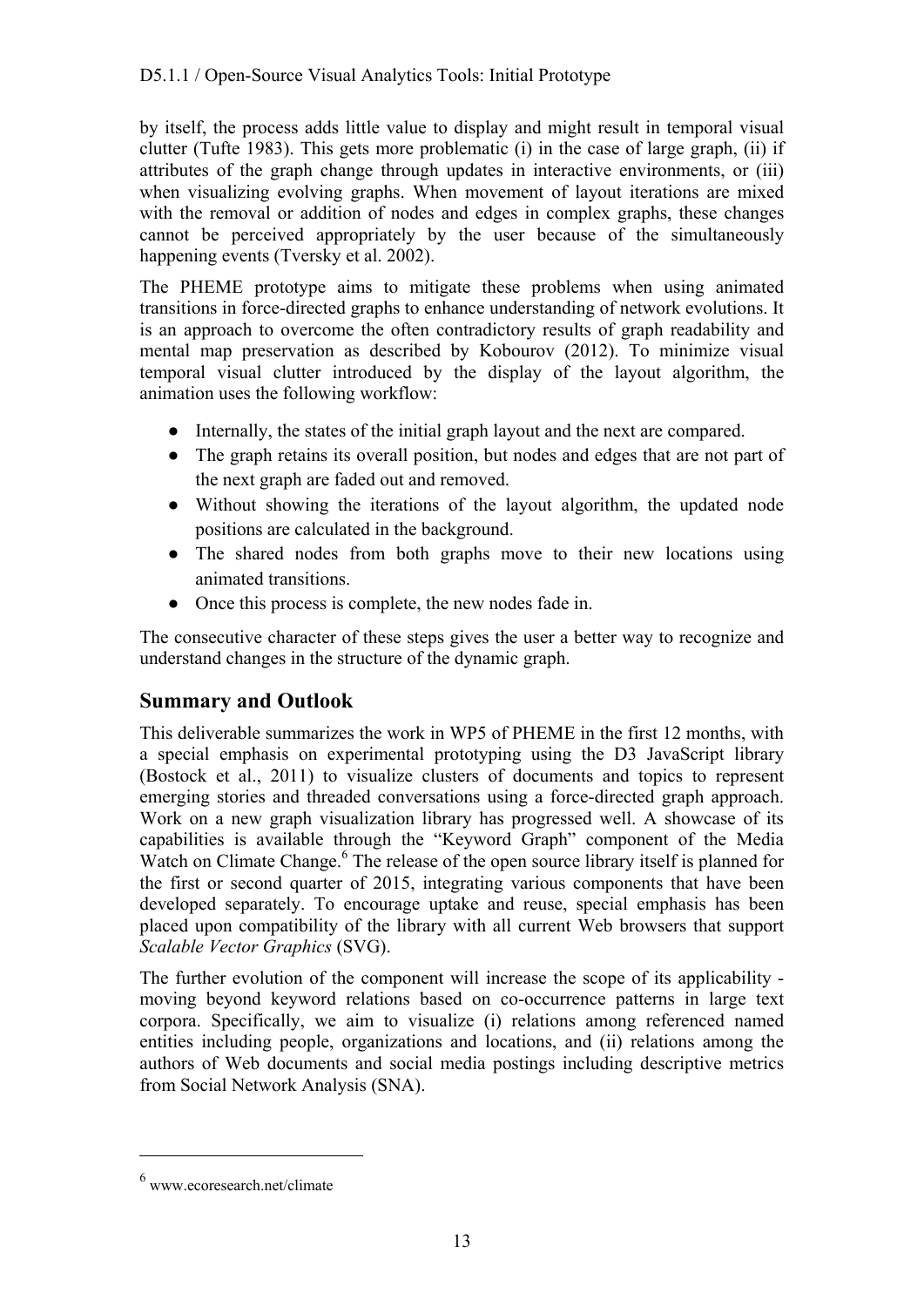by itself, the process adds little value to display and might result in temporal visual clutter (Tufte 1983). This gets more problematic (i) in the case of large graph, (ii) if attributes of the graph change through updates in interactive environments, or (iii) when visualizing evolving graphs. When movement of layout iterations are mixed with the removal or addition of nodes and edges in complex graphs, these changes cannot be perceived appropriately by the user because of the simultaneously happening events (Tversky et al. 2002).

The PHEME prototype aims to mitigate these problems when using animated transitions in force-directed graphs to enhance understanding of network evolutions. It is an approach to overcome the often contradictory results of graph readability and mental map preservation as described by Kobourov (2012). To minimize visual temporal visual clutter introduced by the display of the layout algorithm, the animation uses the following workflow:

- Internally, the states of the initial graph layout and the next are compared.
- The graph retains its overall position, but nodes and edges that are not part of the next graph are faded out and removed.
- Without showing the iterations of the layout algorithm, the updated node positions are calculated in the background.
- The shared nodes from both graphs move to their new locations using animated transitions.
- Once this process is complete, the new nodes fade in.

The consecutive character of these steps gives the user a better way to recognize and understand changes in the structure of the dynamic graph.

## Summary and Outlook

This deliverable summarizes the work in WP5 of PHEME in the first 12 months, with a special emphasis on experimental prototyping using the D3 JavaScript library (Bostock et al., 2011) to visualize clusters of documents and topics to represent emerging stories and threaded conversations using a force-directed graph approach. Work on a new graph visualization library has progressed well. A showcase of its capabilities is available through the "Keyword Graph" component of the Media Watch on Climate Change.[6] The release of the open source library itself is planned for the first or second quarter of 2015, integrating various components that have been developed separately. To encourage uptake and reuse, special emphasis has been placed upon compatibility of the library with all current Web browsers that support *Scalable Vector Graphics* (SVG).

The further evolution of the component will increase the scope of its applicability - moving beyond keyword relations based on co-occurrence patterns in large text corpora. Specifically, we aim to visualize (i) relations among referenced named entities including people, organizations and locations, and (ii) relations among the authors of Web documents and social media postings including descriptive metrics from Social Network Analysis (SNA).

---

[6] www.ecoresearch.net/climate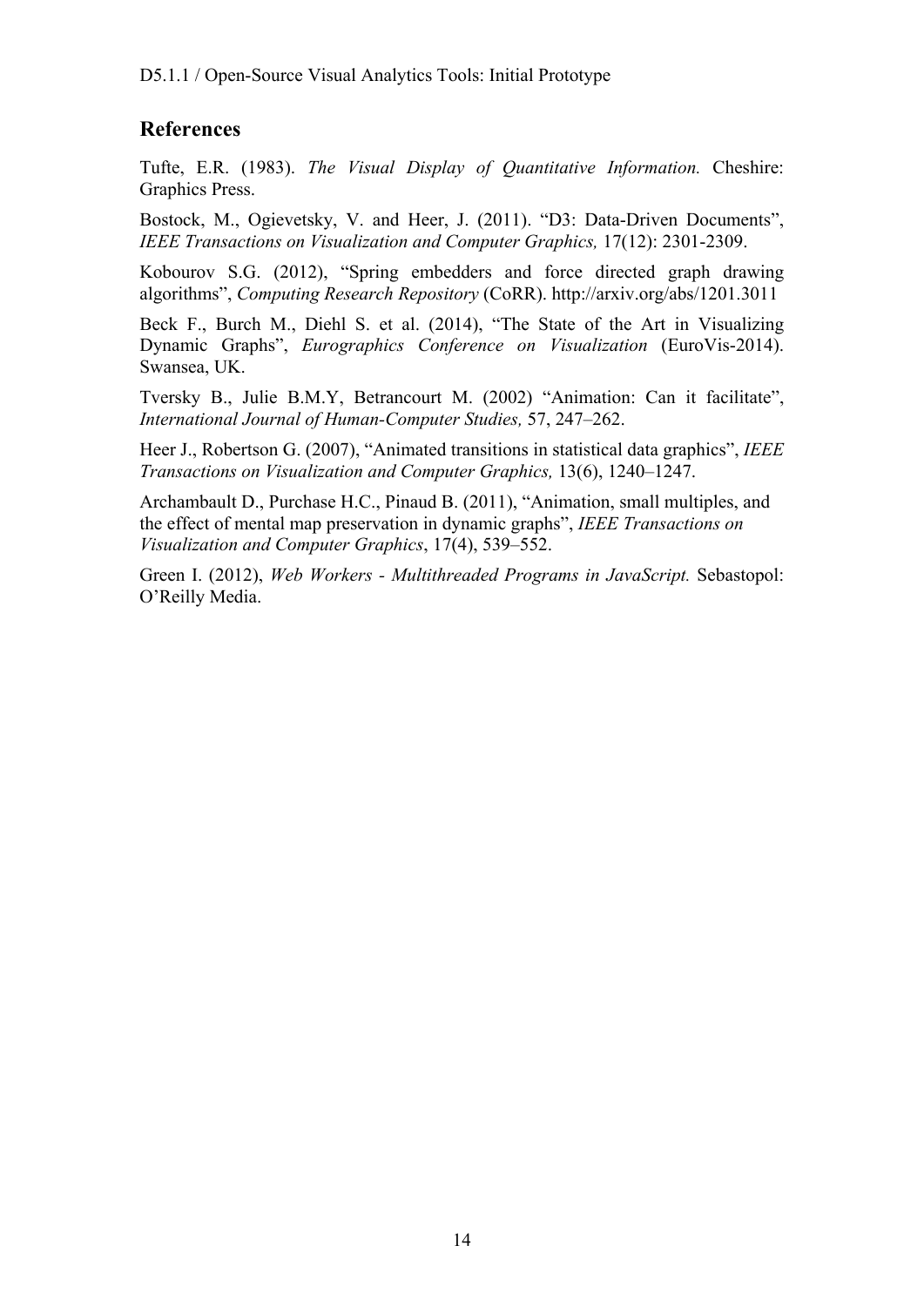## References

Tufte, E.R. (1983). *The Visual Display of Quantitative Information.* Cheshire: Graphics Press.

Bostock, M., Ogievetsky, V. and Heer, J. (2011). "D3: Data-Driven Documents", *IEEE Transactions on Visualization and Computer Graphics,* 17(12): 2301-2309.

Kobourov S.G. (2012), "Spring embedders and force directed graph drawing algorithms", *Computing Research Repository* (CoRR). http://arxiv.org/abs/1201.3011

Beck F., Burch M., Diehl S. et al. (2014), "The State of the Art in Visualizing Dynamic Graphs", *Eurographics Conference on Visualization* (EuroVis-2014). Swansea, UK.

Tversky B., Julie B.M.Y, Betrancourt M. (2002) "Animation: Can it facilitate", *International Journal of Human-Computer Studies,* 57, 247–262.

Heer J., Robertson G. (2007), "Animated transitions in statistical data graphics", *IEEE Transactions on Visualization and Computer Graphics,* 13(6), 1240–1247.

Archambault D., Purchase H.C., Pinaud B. (2011), "Animation, small multiples, and the effect of mental map preservation in dynamic graphs", *IEEE Transactions on Visualization and Computer Graphics*, 17(4), 539–552.

Green I. (2012), *Web Workers - Multithreaded Programs in JavaScript.* Sebastopol: O'Reilly Media.